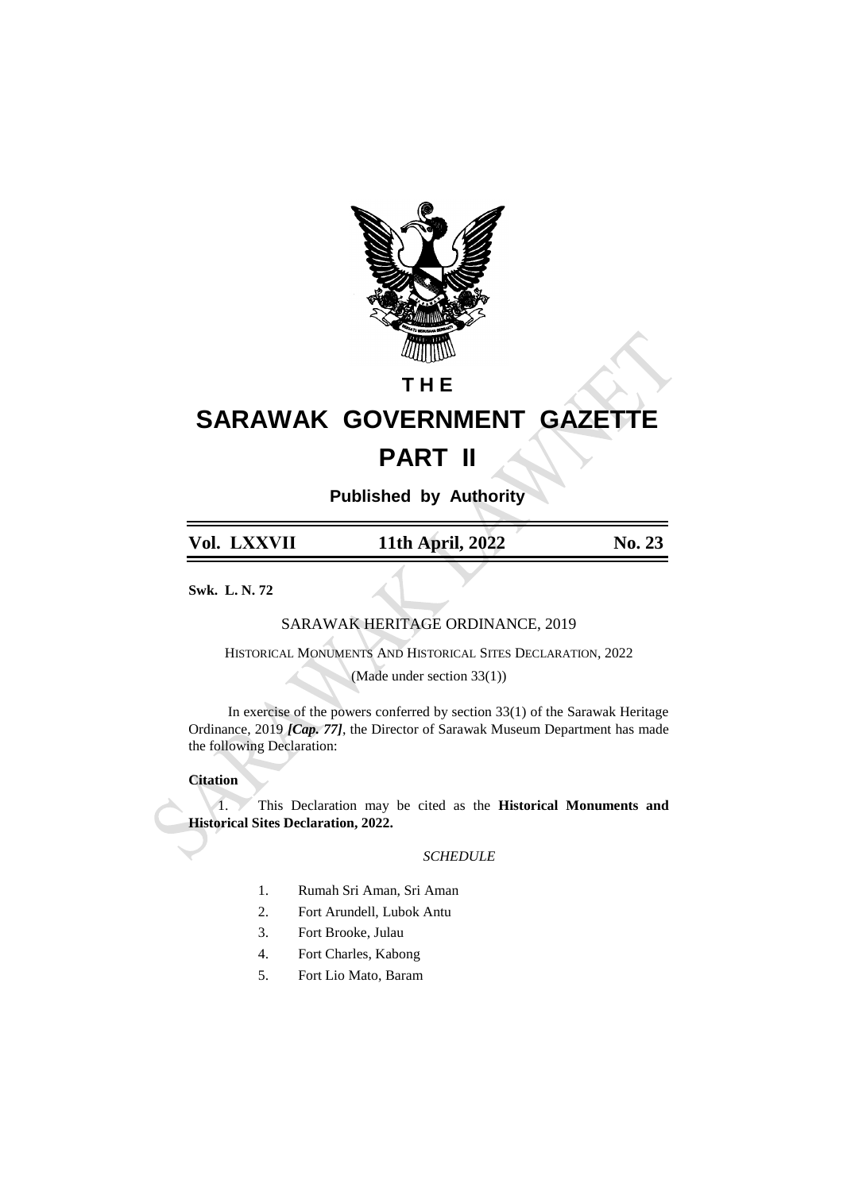# THE

# SARAWAK GOVERNMENT GAZETTE

# PART II

**Published by Authority**

| Vol. LXXVII | 11th April, 2022 | No. 23 |
|---|---|---|

**Swk. L. N. 72**

SARAWAK HERITAGE ORDINANCE, 2019

HISTORICAL MONUMENTS AND HISTORICAL SITES DECLARATION, 2022

(Made under section 33(1))

In exercise of the powers conferred by section 33(1) of the Sarawak Heritage Ordinance, 2019 ***[Cap. 77]***, the Director of Sarawak Museum Department has made the following Declaration:

**Citation**

1. This Declaration may be cited as the **Historical Monuments and Historical Sites Declaration, 2022.**

*SCHEDULE*

1. Rumah Sri Aman, Sri Aman
2. Fort Arundell, Lubok Antu
3. Fort Brooke, Julau
4. Fort Charles, Kabong
5. Fort Lio Mato, Baram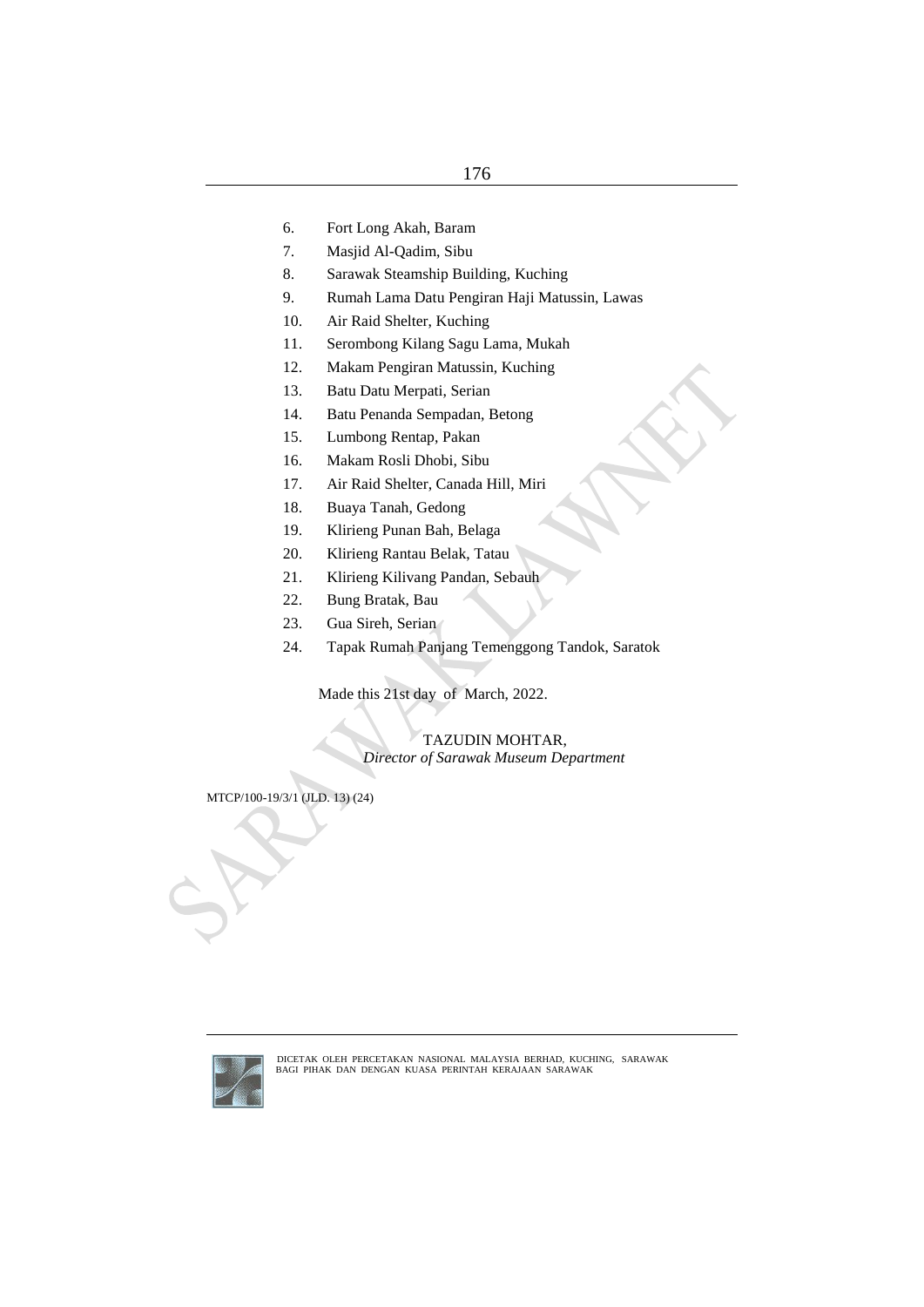6. Fort Long Akah, Baram
7. Masjid Al-Qadim, Sibu
8. Sarawak Steamship Building, Kuching
9. Rumah Lama Datu Pengiran Haji Matussin, Lawas
10. Air Raid Shelter, Kuching
11. Serombong Kilang Sagu Lama, Mukah
12. Makam Pengiran Matussin, Kuching
13. Batu Datu Merpati, Serian
14. Batu Penanda Sempadan, Betong
15. Lumbong Rentap, Pakan
16. Makam Rosli Dhobi, Sibu
17. Air Raid Shelter, Canada Hill, Miri
18. Buaya Tanah, Gedong
19. Klirieng Punan Bah, Belaga
20. Klirieng Rantau Belak, Tatau
21. Klirieng Kilivang Pandan, Sebauh
22. Bung Bratak, Bau
23. Gua Sireh, Serian
24. Tapak Rumah Panjang Temenggong Tandok, Saratok

Made this 21st day of March, 2022.

TAZUDIN MOHTAR,
*Director of Sarawak Museum Department*

MTCP/100-19/3/1 (JLD. 13) (24)

DICETAK OLEH PERCETAKAN NASIONAL MALAYSIA BERHAD, KUCHING, SARAWAK
BAGI PIHAK DAN DENGAN KUASA PERINTAH KERAJAAN SARAWAK